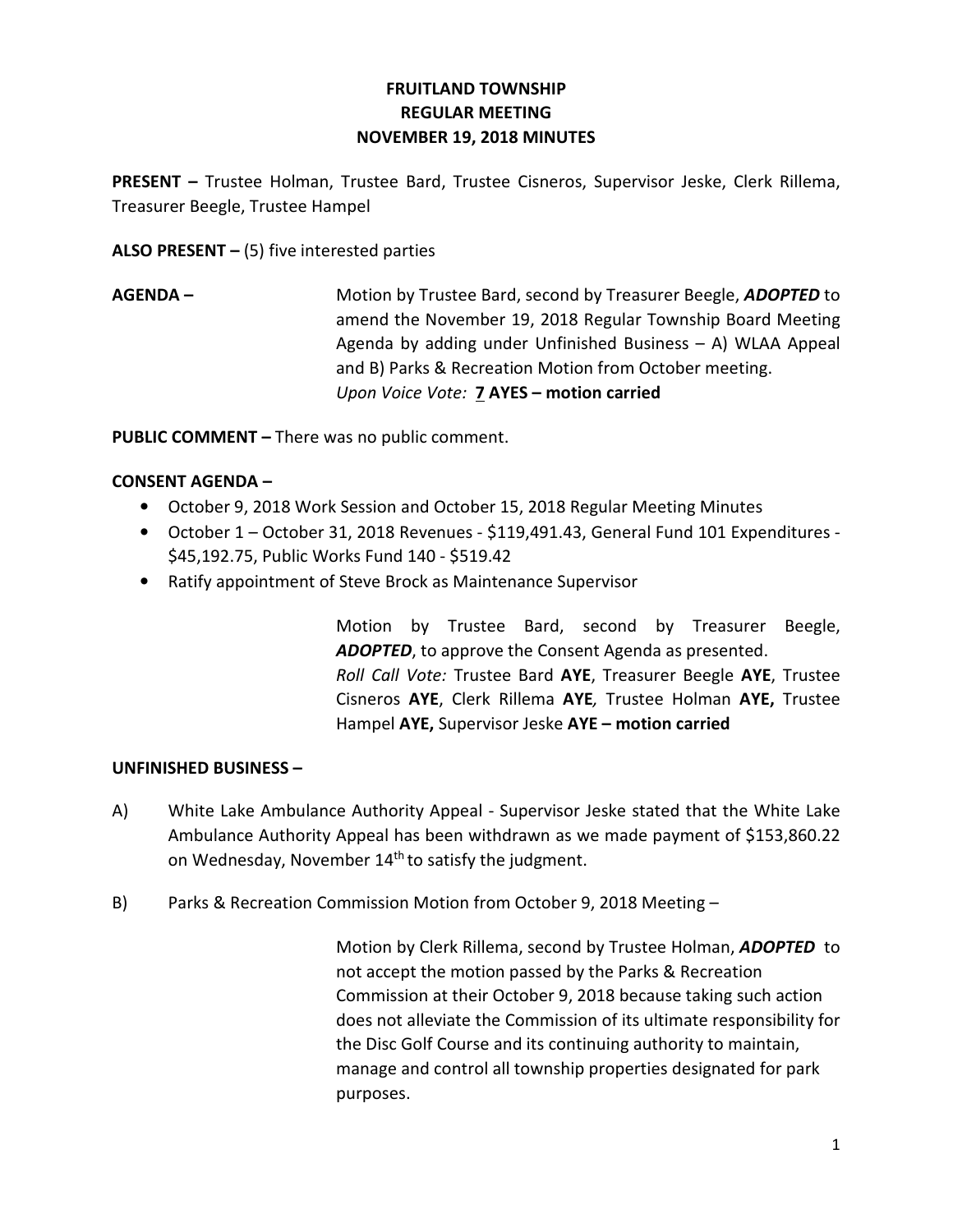**FRUITLAND TOWNSHIP**
**REGULAR MEETING**
**NOVEMBER 19, 2018 MINUTES**

**PRESENT –** Trustee Holman, Trustee Bard, Trustee Cisneros, Supervisor Jeske, Clerk Rillema, Treasurer Beegle, Trustee Hampel

**ALSO PRESENT –** (5) five interested parties

**AGENDA –** Motion by Trustee Bard, second by Treasurer Beegle, ***ADOPTED*** to amend the November 19, 2018 Regular Township Board Meeting Agenda by adding under Unfinished Business – A) WLAA Appeal and B) Parks & Recreation Motion from October meeting.
*Upon Voice Vote:* **7 AYES – motion carried**

**PUBLIC COMMENT –** There was no public comment.

**CONSENT AGENDA –**

- October 9, 2018 Work Session and October 15, 2018 Regular Meeting Minutes
- October 1 – October 31, 2018 Revenues - $119,491.43, General Fund 101 Expenditures - $45,192.75, Public Works Fund 140 - $519.42
- Ratify appointment of Steve Brock as Maintenance Supervisor

Motion by Trustee Bard, second by Treasurer Beegle, ***ADOPTED***, to approve the Consent Agenda as presented.
*Roll Call Vote:* Trustee Bard **AYE**, Treasurer Beegle **AYE**, Trustee Cisneros **AYE**, Clerk Rillema **AYE***,* Trustee Holman **AYE,** Trustee Hampel **AYE,** Supervisor Jeske **AYE – motion carried**

**UNFINISHED BUSINESS –**

A) White Lake Ambulance Authority Appeal - Supervisor Jeske stated that the White Lake Ambulance Authority Appeal has been withdrawn as we made payment of $153,860.22 on Wednesday, November 14th to satisfy the judgment.

B) Parks & Recreation Commission Motion from October 9, 2018 Meeting –

Motion by Clerk Rillema, second by Trustee Holman, ***ADOPTED*** to not accept the motion passed by the Parks & Recreation Commission at their October 9, 2018 because taking such action does not alleviate the Commission of its ultimate responsibility for the Disc Golf Course and its continuing authority to maintain, manage and control all township properties designated for park purposes.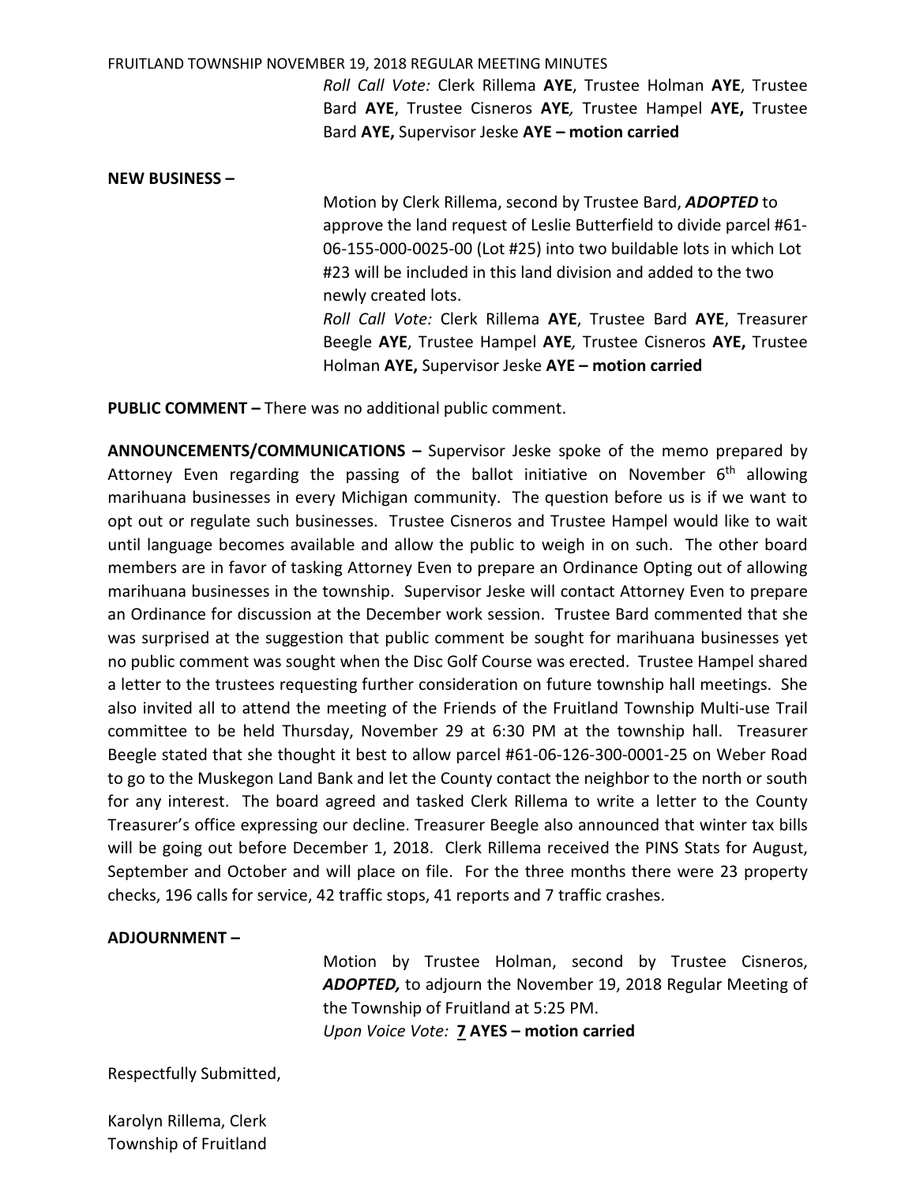*Roll Call Vote:* Clerk Rillema **AYE**, Trustee Holman **AYE**, Trustee Bard **AYE**, Trustee Cisneros **AYE***,* Trustee Hampel **AYE,** Trustee Bard **AYE,** Supervisor Jeske **AYE – motion carried**

**NEW BUSINESS –**

Motion by Clerk Rillema, second by Trustee Bard, ***ADOPTED*** to approve the land request of Leslie Butterfield to divide parcel #61-06-155-000-0025-00 (Lot #25) into two buildable lots in which Lot #23 will be included in this land division and added to the two newly created lots.
*Roll Call Vote:* Clerk Rillema **AYE**, Trustee Bard **AYE**, Treasurer Beegle **AYE**, Trustee Hampel **AYE***,* Trustee Cisneros **AYE,** Trustee Holman **AYE,** Supervisor Jeske **AYE – motion carried**

**PUBLIC COMMENT –** There was no additional public comment.

**ANNOUNCEMENTS/COMMUNICATIONS –** Supervisor Jeske spoke of the memo prepared by Attorney Even regarding the passing of the ballot initiative on November 6th allowing marihuana businesses in every Michigan community. The question before us is if we want to opt out or regulate such businesses. Trustee Cisneros and Trustee Hampel would like to wait until language becomes available and allow the public to weigh in on such. The other board members are in favor of tasking Attorney Even to prepare an Ordinance Opting out of allowing marihuana businesses in the township. Supervisor Jeske will contact Attorney Even to prepare an Ordinance for discussion at the December work session. Trustee Bard commented that she was surprised at the suggestion that public comment be sought for marihuana businesses yet no public comment was sought when the Disc Golf Course was erected. Trustee Hampel shared a letter to the trustees requesting further consideration on future township hall meetings. She also invited all to attend the meeting of the Friends of the Fruitland Township Multi-use Trail committee to be held Thursday, November 29 at 6:30 PM at the township hall. Treasurer Beegle stated that she thought it best to allow parcel #61-06-126-300-0001-25 on Weber Road to go to the Muskegon Land Bank and let the County contact the neighbor to the north or south for any interest. The board agreed and tasked Clerk Rillema to write a letter to the County Treasurer's office expressing our decline. Treasurer Beegle also announced that winter tax bills will be going out before December 1, 2018. Clerk Rillema received the PINS Stats for August, September and October and will place on file. For the three months there were 23 property checks, 196 calls for service, 42 traffic stops, 41 reports and 7 traffic crashes.

**ADJOURNMENT –**

Motion by Trustee Holman, second by Trustee Cisneros, ***ADOPTED,*** to adjourn the November 19, 2018 Regular Meeting of the Township of Fruitland at 5:25 PM.
*Upon Voice Vote:* **7 AYES – motion carried**

Respectfully Submitted,

Karolyn Rillema, Clerk
Township of Fruitland